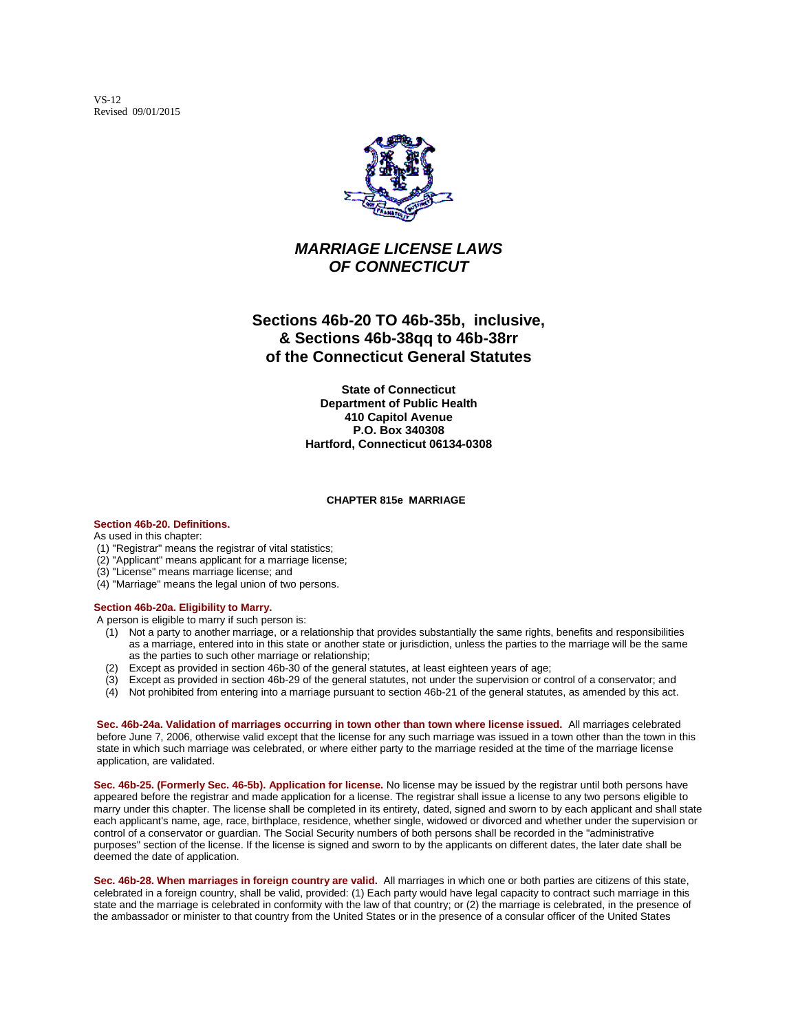VS-12
Revised 09/01/2015

# *MARRIAGE LICENSE LAWS OF CONNECTICUT*

## Sections 46b-20 TO 46b-35b, inclusive, & Sections 46b-38qq to 46b-38rr of the Connecticut General Statutes

**State of Connecticut**
**Department of Public Health**
**410 Capitol Avenue**
**P.O. Box 340308**
**Hartford, Connecticut 06134-0308**

### CHAPTER 815e MARRIAGE

**Section 46b-20. Definitions.**

As used in this chapter:

(1) "Registrar" means the registrar of vital statistics;
(2) "Applicant" means applicant for a marriage license;
(3) "License" means marriage license; and
(4) "Marriage" means the legal union of two persons.

**Section 46b-20a. Eligibility to Marry.**

A person is eligible to marry if such person is:

(1) Not a party to another marriage, or a relationship that provides substantially the same rights, benefits and responsibilities as a marriage, entered into in this state or another state or jurisdiction, unless the parties to the marriage will be the same as the parties to such other marriage or relationship;
(2) Except as provided in section 46b-30 of the general statutes, at least eighteen years of age;
(3) Except as provided in section 46b-29 of the general statutes, not under the supervision or control of a conservator; and
(4) Not prohibited from entering into a marriage pursuant to section 46b-21 of the general statutes, as amended by this act.

**Sec. 46b-24a. Validation of marriages occurring in town other than town where license issued.** All marriages celebrated before June 7, 2006, otherwise valid except that the license for any such marriage was issued in a town other than the town in this state in which such marriage was celebrated, or where either party to the marriage resided at the time of the marriage license application, are validated.

**Sec. 46b-25. (Formerly Sec. 46-5b). Application for license.** No license may be issued by the registrar until both persons have appeared before the registrar and made application for a license. The registrar shall issue a license to any two persons eligible to marry under this chapter. The license shall be completed in its entirety, dated, signed and sworn to by each applicant and shall state each applicant's name, age, race, birthplace, residence, whether single, widowed or divorced and whether under the supervision or control of a conservator or guardian. The Social Security numbers of both persons shall be recorded in the "administrative purposes" section of the license. If the license is signed and sworn to by the applicants on different dates, the later date shall be deemed the date of application.

**Sec. 46b-28. When marriages in foreign country are valid.** All marriages in which one or both parties are citizens of this state, celebrated in a foreign country, shall be valid, provided: (1) Each party would have legal capacity to contract such marriage in this state and the marriage is celebrated in conformity with the law of that country; or (2) the marriage is celebrated, in the presence of the ambassador or minister to that country from the United States or in the presence of a consular officer of the United States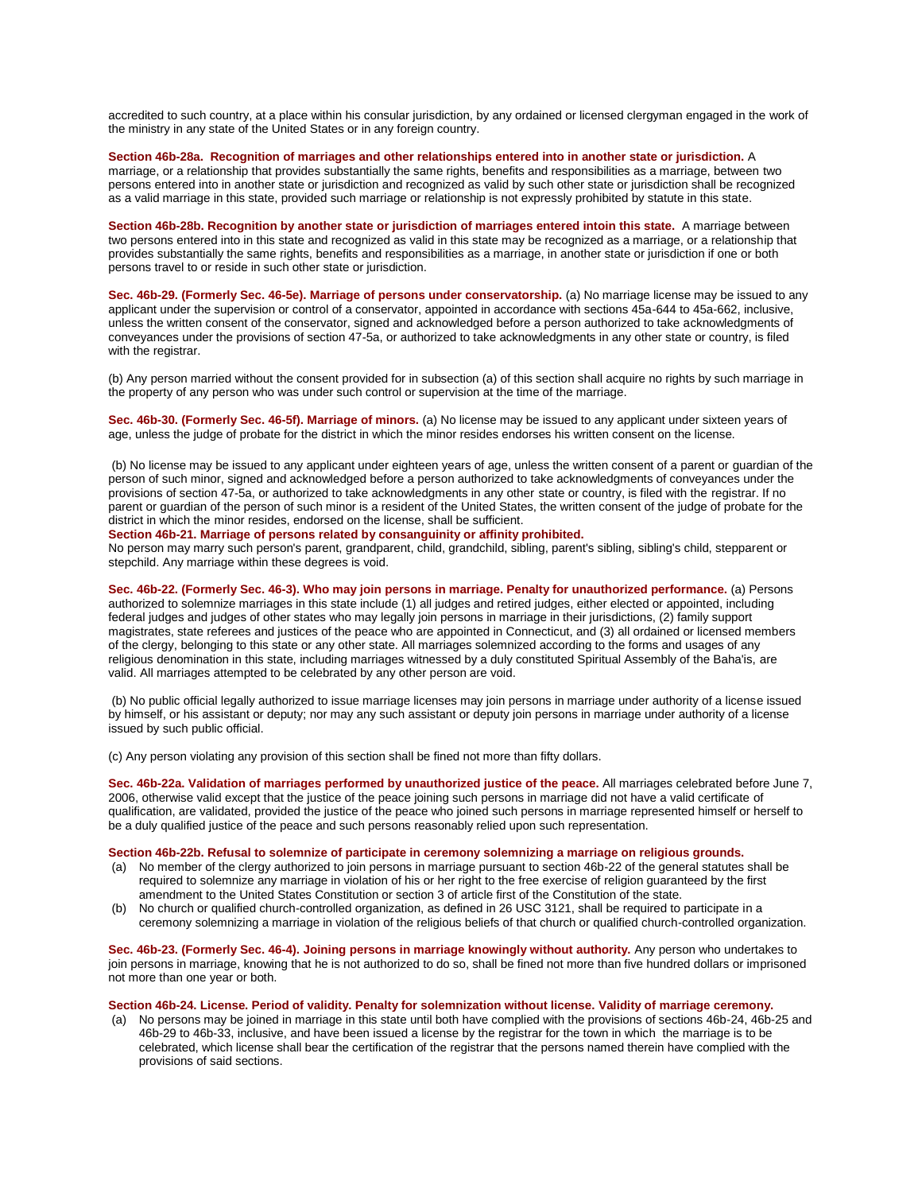accredited to such country, at a place within his consular jurisdiction, by any ordained or licensed clergyman engaged in the work of the ministry in any state of the United States or in any foreign country.

**Section 46b-28a. Recognition of marriages and other relationships entered into in another state or jurisdiction.** A marriage, or a relationship that provides substantially the same rights, benefits and responsibilities as a marriage, between two persons entered into in another state or jurisdiction and recognized as valid by such other state or jurisdiction shall be recognized as a valid marriage in this state, provided such marriage or relationship is not expressly prohibited by statute in this state.

**Section 46b-28b. Recognition by another state or jurisdiction of marriages entered intoin this state.** A marriage between two persons entered into in this state and recognized as valid in this state may be recognized as a marriage, or a relationship that provides substantially the same rights, benefits and responsibilities as a marriage, in another state or jurisdiction if one or both persons travel to or reside in such other state or jurisdiction.

**Sec. 46b-29. (Formerly Sec. 46-5e). Marriage of persons under conservatorship.** (a) No marriage license may be issued to any applicant under the supervision or control of a conservator, appointed in accordance with sections 45a-644 to 45a-662, inclusive, unless the written consent of the conservator, signed and acknowledged before a person authorized to take acknowledgments of conveyances under the provisions of section 47-5a, or authorized to take acknowledgments in any other state or country, is filed with the registrar.

(b) Any person married without the consent provided for in subsection (a) of this section shall acquire no rights by such marriage in the property of any person who was under such control or supervision at the time of the marriage.

**Sec. 46b-30. (Formerly Sec. 46-5f). Marriage of minors.** (a) No license may be issued to any applicant under sixteen years of age, unless the judge of probate for the district in which the minor resides endorses his written consent on the license.

(b) No license may be issued to any applicant under eighteen years of age, unless the written consent of a parent or guardian of the person of such minor, signed and acknowledged before a person authorized to take acknowledgments of conveyances under the provisions of section 47-5a, or authorized to take acknowledgments in any other state or country, is filed with the registrar. If no parent or guardian of the person of such minor is a resident of the United States, the written consent of the judge of probate for the district in which the minor resides, endorsed on the license, shall be sufficient.

**Section 46b-21. Marriage of persons related by consanguinity or affinity prohibited.**
No person may marry such person's parent, grandparent, child, grandchild, sibling, parent's sibling, sibling's child, stepparent or stepchild. Any marriage within these degrees is void.

**Sec. 46b-22. (Formerly Sec. 46-3). Who may join persons in marriage. Penalty for unauthorized performance.** (a) Persons authorized to solemnize marriages in this state include (1) all judges and retired judges, either elected or appointed, including federal judges and judges of other states who may legally join persons in marriage in their jurisdictions, (2) family support magistrates, state referees and justices of the peace who are appointed in Connecticut, and (3) all ordained or licensed members of the clergy, belonging to this state or any other state. All marriages solemnized according to the forms and usages of any religious denomination in this state, including marriages witnessed by a duly constituted Spiritual Assembly of the Baha'is, are valid. All marriages attempted to be celebrated by any other person are void.

(b) No public official legally authorized to issue marriage licenses may join persons in marriage under authority of a license issued by himself, or his assistant or deputy; nor may any such assistant or deputy join persons in marriage under authority of a license issued by such public official.

(c) Any person violating any provision of this section shall be fined not more than fifty dollars.

**Sec. 46b-22a. Validation of marriages performed by unauthorized justice of the peace.** All marriages celebrated before June 7, 2006, otherwise valid except that the justice of the peace joining such persons in marriage did not have a valid certificate of qualification, are validated, provided the justice of the peace who joined such persons in marriage represented himself or herself to be a duly qualified justice of the peace and such persons reasonably relied upon such representation.

**Section 46b-22b. Refusal to solemnize of participate in ceremony solemnizing a marriage on religious grounds.**

(a) No member of the clergy authorized to join persons in marriage pursuant to section 46b-22 of the general statutes shall be required to solemnize any marriage in violation of his or her right to the free exercise of religion guaranteed by the first amendment to the United States Constitution or section 3 of article first of the Constitution of the state.
(b) No church or qualified church-controlled organization, as defined in 26 USC 3121, shall be required to participate in a ceremony solemnizing a marriage in violation of the religious beliefs of that church or qualified church-controlled organization.

**Sec. 46b-23. (Formerly Sec. 46-4). Joining persons in marriage knowingly without authority.** Any person who undertakes to join persons in marriage, knowing that he is not authorized to do so, shall be fined not more than five hundred dollars or imprisoned not more than one year or both.

**Section 46b-24. License. Period of validity. Penalty for solemnization without license. Validity of marriage ceremony.**

(a) No persons may be joined in marriage in this state until both have complied with the provisions of sections 46b-24, 46b-25 and 46b-29 to 46b-33, inclusive, and have been issued a license by the registrar for the town in which the marriage is to be celebrated, which license shall bear the certification of the registrar that the persons named therein have complied with the provisions of said sections.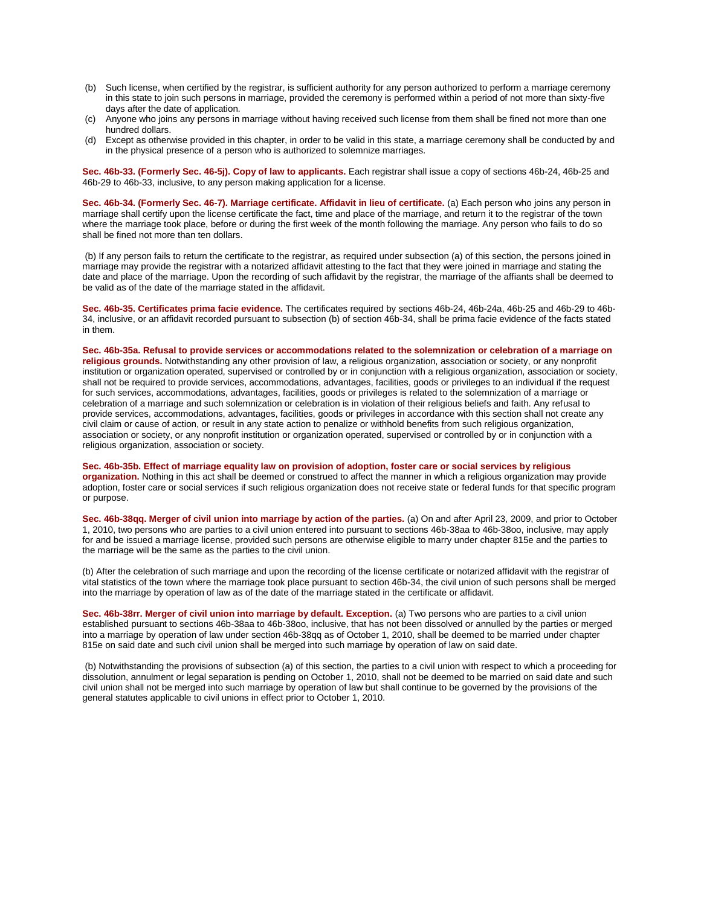(b) Such license, when certified by the registrar, is sufficient authority for any person authorized to perform a marriage ceremony in this state to join such persons in marriage, provided the ceremony is performed within a period of not more than sixty-five days after the date of application.

(c) Anyone who joins any persons in marriage without having received such license from them shall be fined not more than one hundred dollars.

(d) Except as otherwise provided in this chapter, in order to be valid in this state, a marriage ceremony shall be conducted by and in the physical presence of a person who is authorized to solemnize marriages.

**Sec. 46b-33. (Formerly Sec. 46-5j). Copy of law to applicants.** Each registrar shall issue a copy of sections 46b-24, 46b-25 and 46b-29 to 46b-33, inclusive, to any person making application for a license.

**Sec. 46b-34. (Formerly Sec. 46-7). Marriage certificate. Affidavit in lieu of certificate.** (a) Each person who joins any person in marriage shall certify upon the license certificate the fact, time and place of the marriage, and return it to the registrar of the town where the marriage took place, before or during the first week of the month following the marriage. Any person who fails to do so shall be fined not more than ten dollars.

(b) If any person fails to return the certificate to the registrar, as required under subsection (a) of this section, the persons joined in marriage may provide the registrar with a notarized affidavit attesting to the fact that they were joined in marriage and stating the date and place of the marriage. Upon the recording of such affidavit by the registrar, the marriage of the affiants shall be deemed to be valid as of the date of the marriage stated in the affidavit.

**Sec. 46b-35. Certificates prima facie evidence.** The certificates required by sections 46b-24, 46b-24a, 46b-25 and 46b-29 to 46b-34, inclusive, or an affidavit recorded pursuant to subsection (b) of section 46b-34, shall be prima facie evidence of the facts stated in them.

**Sec. 46b-35a. Refusal to provide services or accommodations related to the solemnization or celebration of a marriage on religious grounds.** Notwithstanding any other provision of law, a religious organization, association or society, or any nonprofit institution or organization operated, supervised or controlled by or in conjunction with a religious organization, association or society, shall not be required to provide services, accommodations, advantages, facilities, goods or privileges to an individual if the request for such services, accommodations, advantages, facilities, goods or privileges is related to the solemnization of a marriage or celebration of a marriage and such solemnization or celebration is in violation of their religious beliefs and faith. Any refusal to provide services, accommodations, advantages, facilities, goods or privileges in accordance with this section shall not create any civil claim or cause of action, or result in any state action to penalize or withhold benefits from such religious organization, association or society, or any nonprofit institution or organization operated, supervised or controlled by or in conjunction with a religious organization, association or society.

**Sec. 46b-35b. Effect of marriage equality law on provision of adoption, foster care or social services by religious organization.** Nothing in this act shall be deemed or construed to affect the manner in which a religious organization may provide adoption, foster care or social services if such religious organization does not receive state or federal funds for that specific program or purpose.

**Sec. 46b-38qq. Merger of civil union into marriage by action of the parties.** (a) On and after April 23, 2009, and prior to October 1, 2010, two persons who are parties to a civil union entered into pursuant to sections 46b-38aa to 46b-38oo, inclusive, may apply for and be issued a marriage license, provided such persons are otherwise eligible to marry under chapter 815e and the parties to the marriage will be the same as the parties to the civil union.

(b) After the celebration of such marriage and upon the recording of the license certificate or notarized affidavit with the registrar of vital statistics of the town where the marriage took place pursuant to section 46b-34, the civil union of such persons shall be merged into the marriage by operation of law as of the date of the marriage stated in the certificate or affidavit.

**Sec. 46b-38rr. Merger of civil union into marriage by default. Exception.** (a) Two persons who are parties to a civil union established pursuant to sections 46b-38aa to 46b-38oo, inclusive, that has not been dissolved or annulled by the parties or merged into a marriage by operation of law under section 46b-38qq as of October 1, 2010, shall be deemed to be married under chapter 815e on said date and such civil union shall be merged into such marriage by operation of law on said date.

(b) Notwithstanding the provisions of subsection (a) of this section, the parties to a civil union with respect to which a proceeding for dissolution, annulment or legal separation is pending on October 1, 2010, shall not be deemed to be married on said date and such civil union shall not be merged into such marriage by operation of law but shall continue to be governed by the provisions of the general statutes applicable to civil unions in effect prior to October 1, 2010.